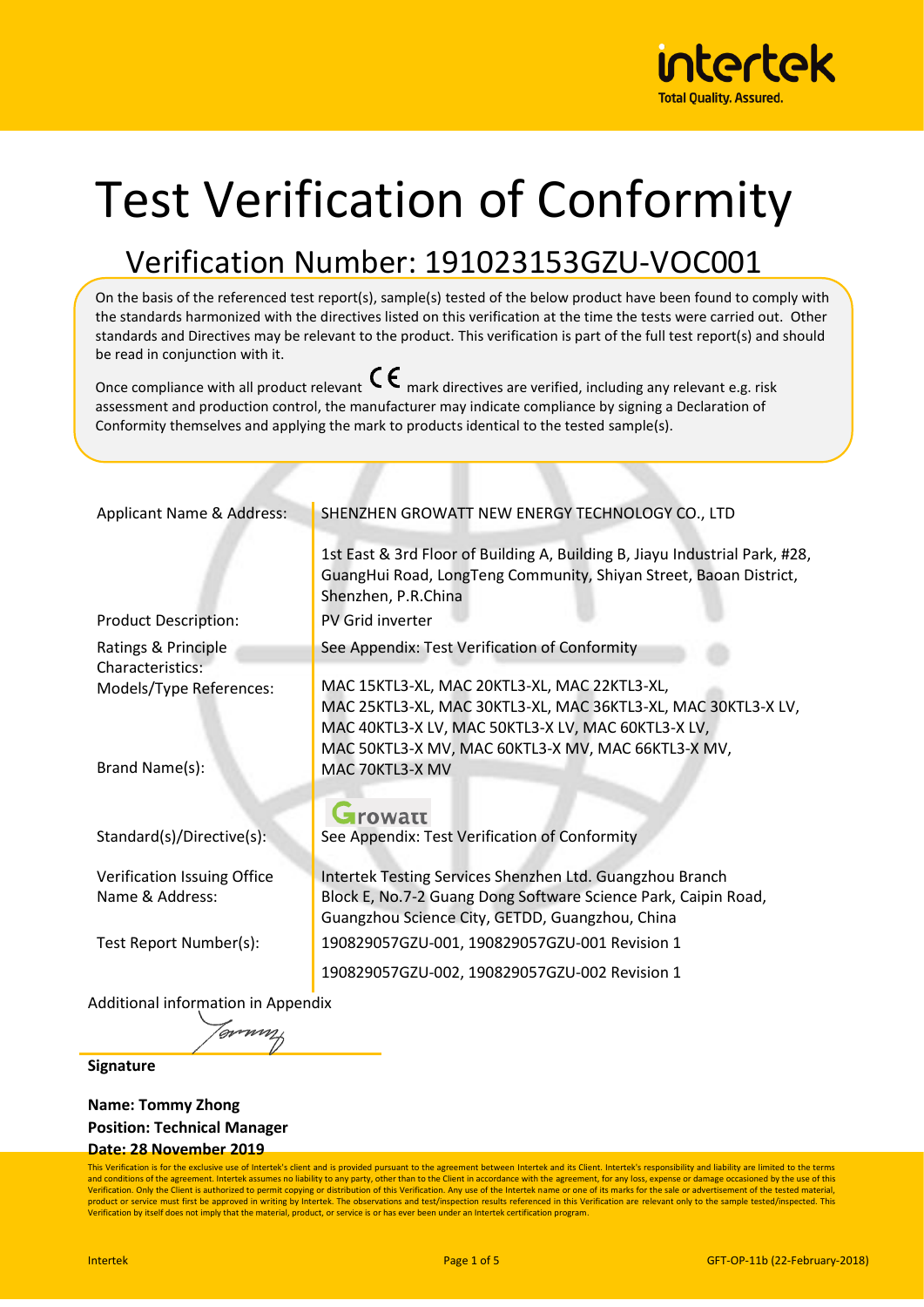intertek
Total Quality. Assured.

# Test Verification of Conformity

## Verification Number: 191023153GZU-VOC001

On the basis of the referenced test report(s), sample(s) tested of the below product have been found to comply with the standards harmonized with the directives listed on this verification at the time the tests were carried out. Other standards and Directives may be relevant to the product. This verification is part of the full test report(s) and should be read in conjunction with it.

Once compliance with all product relevant CE mark directives are verified, including any relevant e.g. risk assessment and production control, the manufacturer may indicate compliance by signing a Declaration of Conformity themselves and applying the mark to products identical to the tested sample(s).

| | |
|---|---|
| Applicant Name & Address: | SHENZHEN GROWATT NEW ENERGY TECHNOLOGY CO., LTD<br><br>1st East & 3rd Floor of Building A, Building B, Jiayu Industrial Park, #28, GuangHui Road, LongTeng Community, Shiyan Street, Baoan District, Shenzhen, P.R.China |
| Product Description: | PV Grid inverter |
| Ratings & Principle Characteristics: | See Appendix: Test Verification of Conformity |
| Models/Type References: | MAC 15KTL3-XL, MAC 20KTL3-XL, MAC 22KTL3-XL, MAC 25KTL3-XL, MAC 30KTL3-XL, MAC 36KTL3-XL, MAC 30KTL3-X LV, MAC 40KTL3-X LV, MAC 50KTL3-X LV, MAC 60KTL3-X LV, MAC 50KTL3-X MV, MAC 60KTL3-X MV, MAC 66KTL3-X MV, MAC 70KTL3-X MV |
| Brand Name(s): | Growatt |
| Standard(s)/Directive(s): | See Appendix: Test Verification of Conformity |
| Verification Issuing Office Name & Address: | Intertek Testing Services Shenzhen Ltd. Guangzhou Branch<br>Block E, No.7-2 Guang Dong Software Science Park, Caipin Road, Guangzhou Science City, GETDD, Guangzhou, China |
| Test Report Number(s): | 190829057GZU-001, 190829057GZU-001 Revision 1<br><br>190829057GZU-002, 190829057GZU-002 Revision 1 |

Additional information in Appendix

**Signature**

**Name: Tommy Zhong**
**Position: Technical Manager**
**Date: 28 November 2019**

This Verification is for the exclusive use of Intertek's client and is provided pursuant to the agreement between Intertek and its Client. Intertek's responsibility and liability are limited to the terms and conditions of the agreement. Intertek assumes no liability to any party, other than to the Client in accordance with the agreement, for any loss, expense or damage occasioned by the use of this Verification. Only the Client is authorized to permit copying or distribution of this Verification. Any use of the Intertek name or one of its marks for the sale or advertisement of the tested material, product or service must first be approved in writing by Intertek. The observations and test/inspection results referenced in this Verification are relevant only to the sample tested/inspected. This Verification by itself does not imply that the material, product, or service is or has ever been under an Intertek certification program.

Intertek GFT-OP-11b (22-February-2018)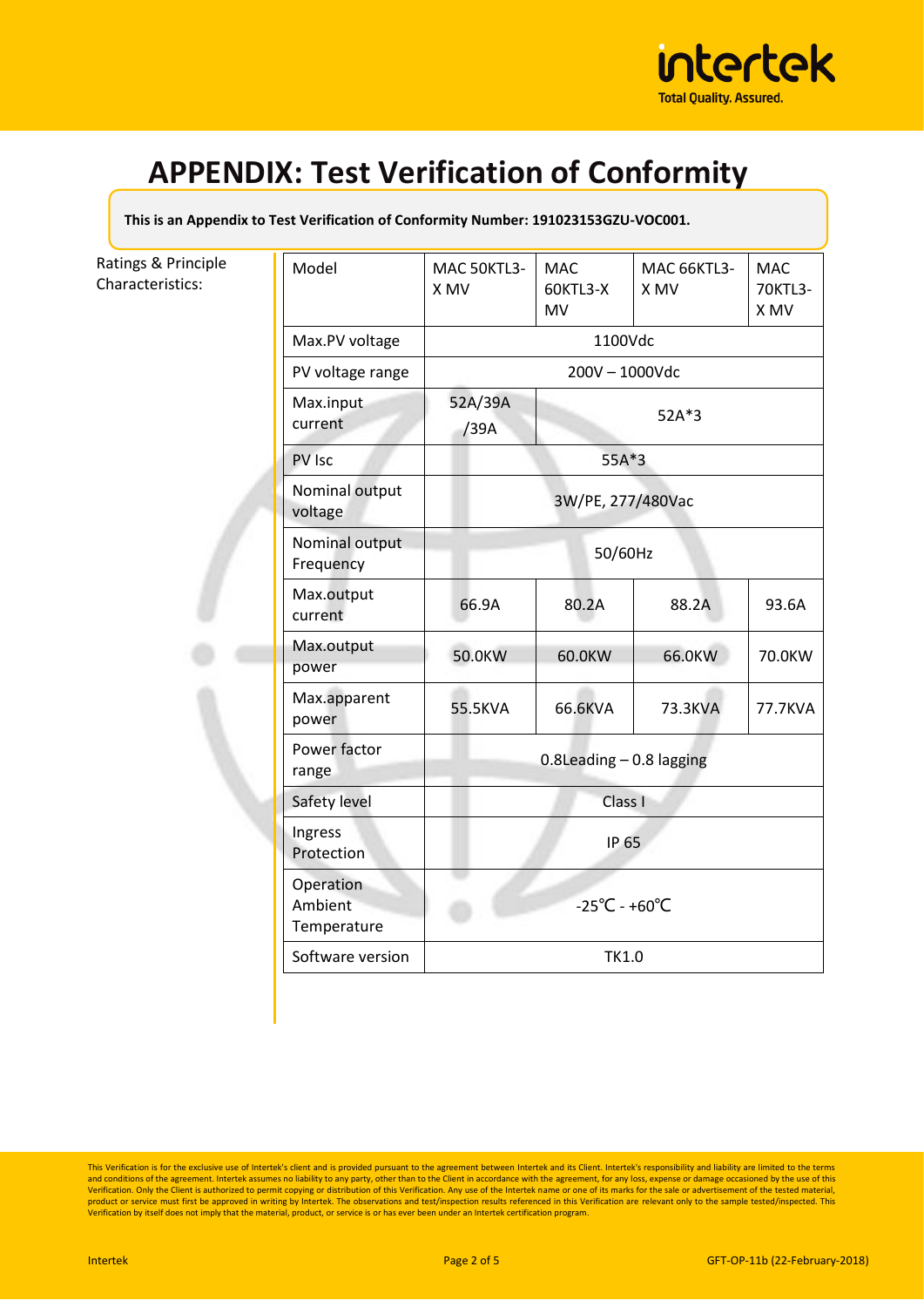# APPENDIX: Test Verification of Conformity

**This is an Appendix to Test Verification of Conformity Number: 191023153GZU-VOC001.**

Ratings & Principle Characteristics:

| Model | MAC 50KTL3-X MV | MAC 60KTL3-X MV | MAC 66KTL3-X MV | MAC 70KTL3-X MV |
|---|---|---|---|---|
| Max.PV voltage | 1100Vdc | | | |
| PV voltage range | 200V – 1000Vdc | | | |
| Max.input current | 52A/39A /39A | 52A*3 | | |
| PV Isc | 55A*3 | | | |
| Nominal output voltage | 3W/PE, 277/480Vac | | | |
| Nominal output Frequency | 50/60Hz | | | |
| Max.output current | 66.9A | 80.2A | 88.2A | 93.6A |
| Max.output power | 50.0KW | 60.0KW | 66.0KW | 70.0KW |
| Max.apparent power | 55.5KVA | 66.6KVA | 73.3KVA | 77.7KVA |
| Power factor range | 0.8Leading – 0.8 lagging | | | |
| Safety level | Class I | | | |
| Ingress Protection | IP 65 | | | |
| Operation Ambient Temperature | -25℃ - +60℃ | | | |
| Software version | TK1.0 | | | |

This Verification is for the exclusive use of Intertek's client and is provided pursuant to the agreement between Intertek and its Client. Intertek's responsibility and liability are limited to the terms and conditions of the agreement. Intertek assumes no liability to any party, other than to the Client in accordance with the agreement, for any loss, expense or damage occasioned by the use of this Verification. Only the Client is authorized to permit copying or distribution of this Verification. Any use of the Intertek name or one of its marks for the sale or advertisement of the tested material, product or service must first be approved in writing by Intertek. The observations and test/inspection results referenced in this Verification are relevant only to the sample tested/inspected. This Verification by itself does not imply that the material, product, or service is or has ever been under an Intertek certification program.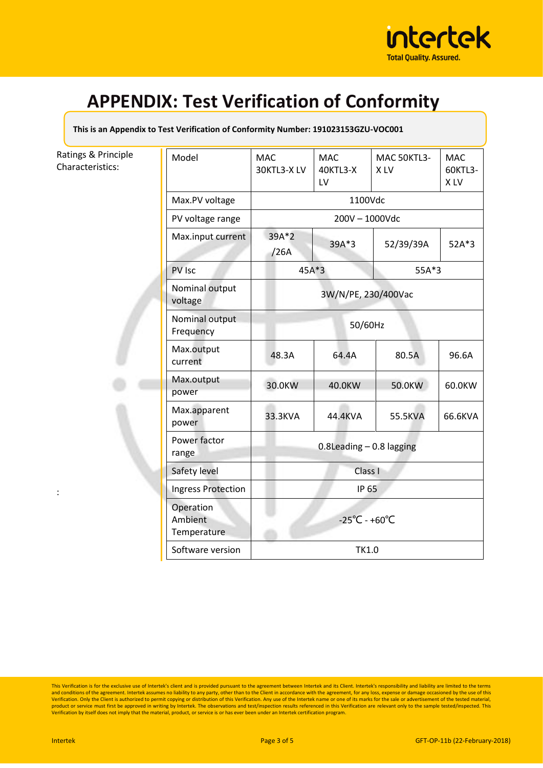# APPENDIX: Test Verification of Conformity

**This is an Appendix to Test Verification of Conformity Number: 191023153GZU-VOC001**

Ratings & Principle Characteristics:

| Model | MAC 30KTL3-X LV | MAC 40KTL3-X LV | MAC 50KTL3-X LV | MAC 60KTL3-X LV |
|---|---|---|---|---|
| Max.PV voltage | 1100Vdc | | | |
| PV voltage range | 200V – 1000Vdc | | | |
| Max.input current | 39A*2 /26A | 39A*3 | 52/39/39A | 52A*3 |
| PV Isc | 45A*3 | | 55A*3 | |
| Nominal output voltage | 3W/N/PE, 230/400Vac | | | |
| Nominal output Frequency | 50/60Hz | | | |
| Max.output current | 48.3A | 64.4A | 80.5A | 96.6A |
| Max.output power | 30.0KW | 40.0KW | 50.0KW | 60.0KW |
| Max.apparent power | 33.3KVA | 44.4KVA | 55.5KVA | 66.6KVA |
| Power factor range | 0.8Leading – 0.8 lagging | | | |
| Safety level | Class I | | | |
| Ingress Protection | IP 65 | | | |
| Operation Ambient Temperature | -25℃ - +60℃ | | | |
| Software version | TK1.0 | | | |

:

This Verification is for the exclusive use of Intertek's client and is provided pursuant to the agreement between Intertek and its Client. Intertek's responsibility and liability are limited to the terms and conditions of the agreement. Intertek assumes no liability to any party, other than to the Client in accordance with the agreement, for any loss, expense or damage occasioned by the use of this Verification. Only the Client is authorized to permit copying or distribution of this Verification. Any use of the Intertek name or one of its marks for the sale or advertisement of the tested material, product or service must first be approved in writing by Intertek. The observations and test/inspection results referenced in this Verification are relevant only to the sample tested/inspected. This Verification by itself does not imply that the material, product, or service is or has ever been under an Intertek certification program.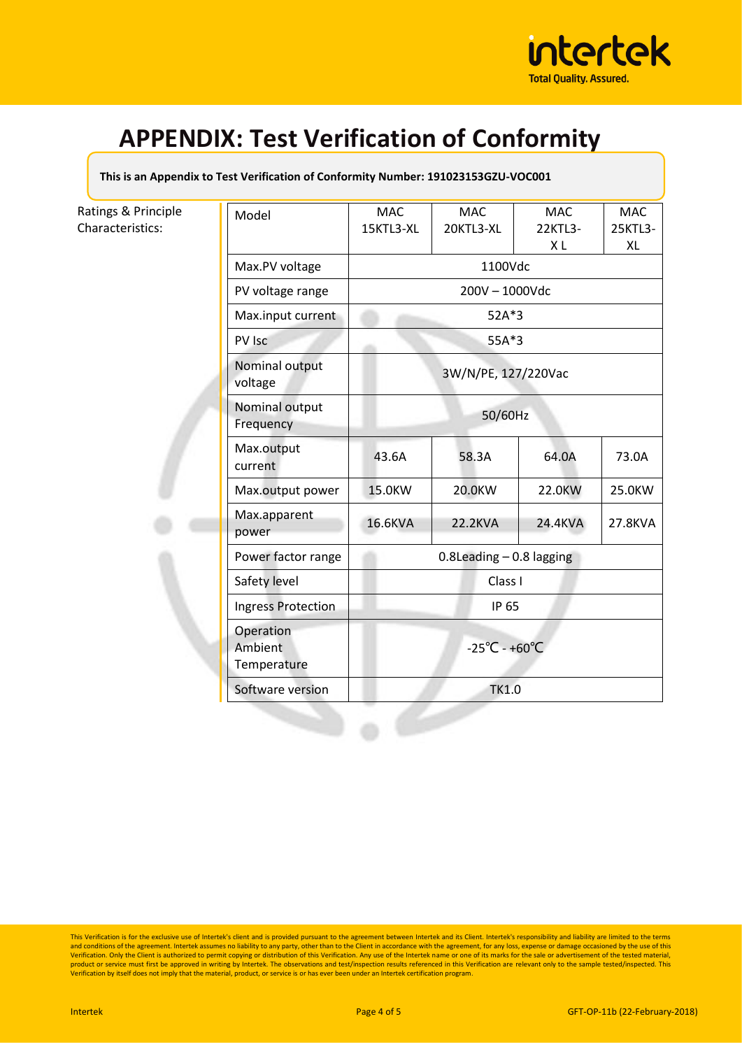# APPENDIX: Test Verification of Conformity

**This is an Appendix to Test Verification of Conformity Number: 191023153GZU-VOC001**

Ratings & Principle Characteristics:

| Model | MAC 15KTL3-XL | MAC 20KTL3-XL | MAC 22KTL3-XL | MAC 25KTL3-XL |
|---|---|---|---|---|
| Max.PV voltage | 1100Vdc | | | |
| PV voltage range | 200V – 1000Vdc | | | |
| Max.input current | 52A*3 | | | |
| PV Isc | 55A*3 | | | |
| Nominal output voltage | 3W/N/PE, 127/220Vac | | | |
| Nominal output Frequency | 50/60Hz | | | |
| Max.output current | 43.6A | 58.3A | 64.0A | 73.0A |
| Max.output power | 15.0KW | 20.0KW | 22.0KW | 25.0KW |
| Max.apparent power | 16.6KVA | 22.2KVA | 24.4KVA | 27.8KVA |
| Power factor range | 0.8Leading – 0.8 lagging | | | |
| Safety level | Class I | | | |
| Ingress Protection | IP 65 | | | |
| Operation Ambient Temperature | -25℃ - +60℃ | | | |
| Software version | TK1.0 | | | |

This Verification is for the exclusive use of Intertek's client and is provided pursuant to the agreement between Intertek and its Client. Intertek's responsibility and liability are limited to the terms and conditions of the agreement. Intertek assumes no liability to any party, other than to the Client in accordance with the agreement, for any loss, expense or damage occasioned by the use of this Verification. Only the Client is authorized to permit copying or distribution of this Verification. Any use of the Intertek name or one of its marks for the sale or advertisement of the tested material, product or service must first be approved in writing by Intertek. The observations and test/inspection results referenced in this Verification are relevant only to the sample tested/inspected. This Verification by itself does not imply that the material, product, or service is or has ever been under an Intertek certification program.

GFT-OP-11b (22-February-2018)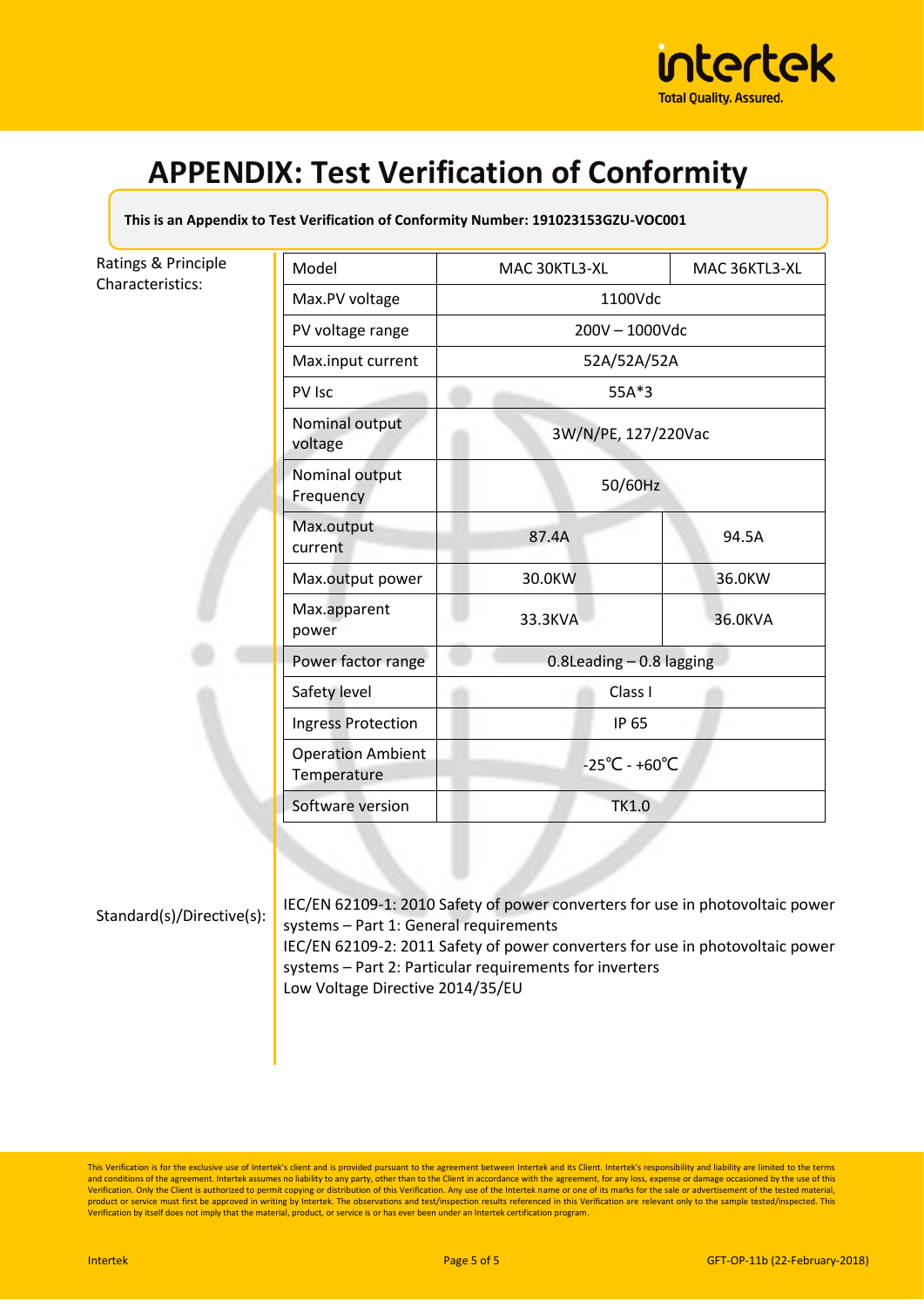# APPENDIX: Test Verification of Conformity

**This is an Appendix to Test Verification of Conformity Number: 191023153GZU-VOC001**

Ratings & Principle Characteristics:

| Model | MAC 30KTL3-XL | MAC 36KTL3-XL |
|---|---|---|
| Max.PV voltage | 1100Vdc | |
| PV voltage range | 200V – 1000Vdc | |
| Max.input current | 52A/52A/52A | |
| PV Isc | 55A*3 | |
| Nominal output voltage | 3W/N/PE, 127/220Vac | |
| Nominal output Frequency | 50/60Hz | |
| Max.output current | 87.4A | 94.5A |
| Max.output power | 30.0KW | 36.0KW |
| Max.apparent power | 33.3KVA | 36.0KVA |
| Power factor range | 0.8Leading – 0.8 lagging | |
| Safety level | Class I | |
| Ingress Protection | IP 65 | |
| Operation Ambient Temperature | -25℃ - +60℃ | |
| Software version | TK1.0 | |

Standard(s)/Directive(s):

IEC/EN 62109-1: 2010 Safety of power converters for use in photovoltaic power systems – Part 1: General requirements
IEC/EN 62109-2: 2011 Safety of power converters for use in photovoltaic power systems – Part 2: Particular requirements for inverters
Low Voltage Directive 2014/35/EU

This Verification is for the exclusive use of Intertek's client and is provided pursuant to the agreement between Intertek and its Client. Intertek's responsibility and liability are limited to the terms and conditions of the agreement. Intertek assumes no liability to any party, other than to the Client in accordance with the agreement, for any loss, expense or damage occasioned by the use of this Verification. Only the Client is authorized to permit copying or distribution of this Verification. Any use of the Intertek name or one of its marks for the sale or advertisement of the tested material, product or service must first be approved in writing by Intertek. The observations and test/inspection results referenced in this Verification are relevant only to the sample tested/inspected. This Verification by itself does not imply that the material, product, or service is or has ever been under an Intertek certification program.